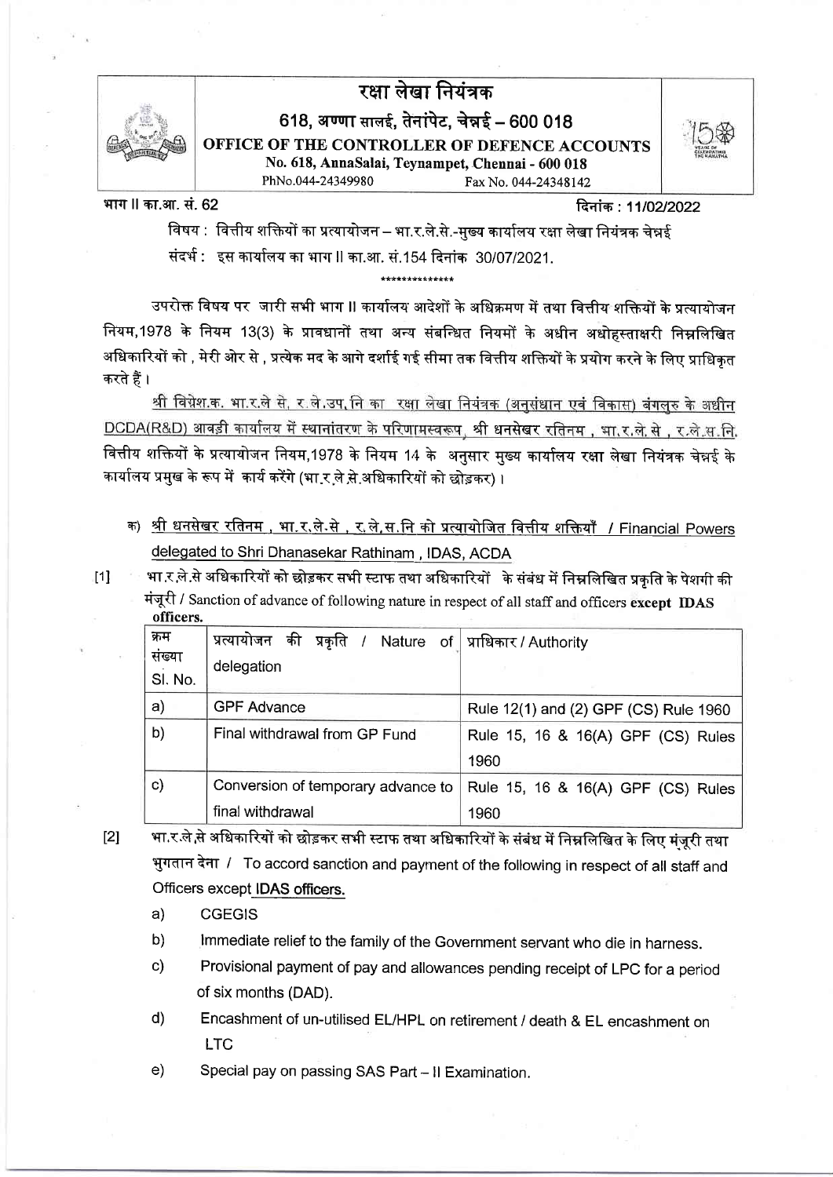# रक्षा लेखा नियंत्रक

**618, अण्णा सालई, तेनांपेट, चेन्नई – 600 018**

**OFFICE OF THE CONTROLLER OF DEFENCE ACCOUNTS**

**No. 618, AnnaSalai, Teynampet, Chennai - 600 018**

PhNo.044-24349980 Fax No. 044-24348142

भाग II का.आ. सं. 62 दिनांक : 11/02/2022

विषय : वित्तीय शक्तियों का प्रत्यायोजन – भा.र.ले.से.-मुख्य कार्यालय रक्षा लेखा नियंत्रक चेन्नई

संदर्भ : इस कार्यालय का भाग II का.आ. सं.154 दिनांक 30/07/2021.

\*\*\*\*\*\*\*\*\*\*\*\*\*\*

उपरोक्त विषय पर जारी सभी भाग II कार्यालय आदेशों के अधिक्रमण में तथा वित्तीय शक्तियों के प्रत्यायोजन नियम,1978 के नियम 13(3) के प्रावधानों तथा अन्य संबन्धित नियमों के अधीन अधोहस्ताक्षरी निम्नलिखित अधिकारियों को , मेरी ओर से , प्रत्येक मद के आगे दर्शाई गई सीमा तक वित्तीय शक्तियों के प्रयोग करने के लिए प्राधिकृत करते हैं ।

<u>श्री विघ्नेश.क. भा.र.ले से, र.ले.उप.नि का रक्षा लेखा नियंत्रक (अनुसंधान एवं विकास) बंगलुरु के अधीन DCDA(R&D) आवड़ी कार्यालय में स्थानांतरण के परिणामस्वरूप, श्री धनसेखर रतिनम , भा.र.ले.से , र.ले.स.नि.</u> वित्तीय शक्तियों के प्रत्यायोजन नियम,1978 के नियम 14 के अनुसार मुख्य कार्यालय रक्षा लेखा नियंत्रक चेन्नई के कार्यालय प्रमुख के रूप में कार्य करेंगे (भा.र.ले.से.अधिकारियों को छोड़कर) ।

क) <u>श्री धनसेखर रतिनम , भा.र.ले.से , र.ले.स.नि की प्रत्यायोजित वित्तीय शक्तियाँ / Financial Powers delegated to Shri Dhanasekar Rathinam , IDAS, ACDA</u>

[1] भा.र.ले.से अधिकारियों को छोड़कर सभी स्टाफ तथा अधिकारियों के संबंध में निम्नलिखित प्रकृति के पेशगी की मंजूरी / Sanction of advance of following nature in respect of all staff and officers **except IDAS officers.**

| क्रम संख्या Sl. No. | प्रत्यायोजन की प्रकृति / Nature of delegation | प्राधिकार / Authority |
|---|---|---|
| a) | GPF Advance | Rule 12(1) and (2) GPF (CS) Rule 1960 |
| b) | Final withdrawal from GP Fund | Rule 15, 16 & 16(A) GPF (CS) Rules 1960 |
| c) | Conversion of temporary advance to final withdrawal | Rule 15, 16 & 16(A) GPF (CS) Rules 1960 |

[2] भा.र.ले.से अधिकारियों को छोड़कर सभी स्टाफ तथा अधिकारियों के संबंध में निम्नलिखित के लिए मंजूरी तथा भुगतान देना / To accord sanction and payment of the following in respect of all staff and Officers except <u>IDAS officers.</u>

a) CGEGIS

b) Immediate relief to the family of the Government servant who die in harness.

c) Provisional payment of pay and allowances pending receipt of LPC for a period of six months (DAD).

d) Encashment of un-utilised EL/HPL on retirement / death & EL encashment on LTC

e) Special pay on passing SAS Part – II Examination.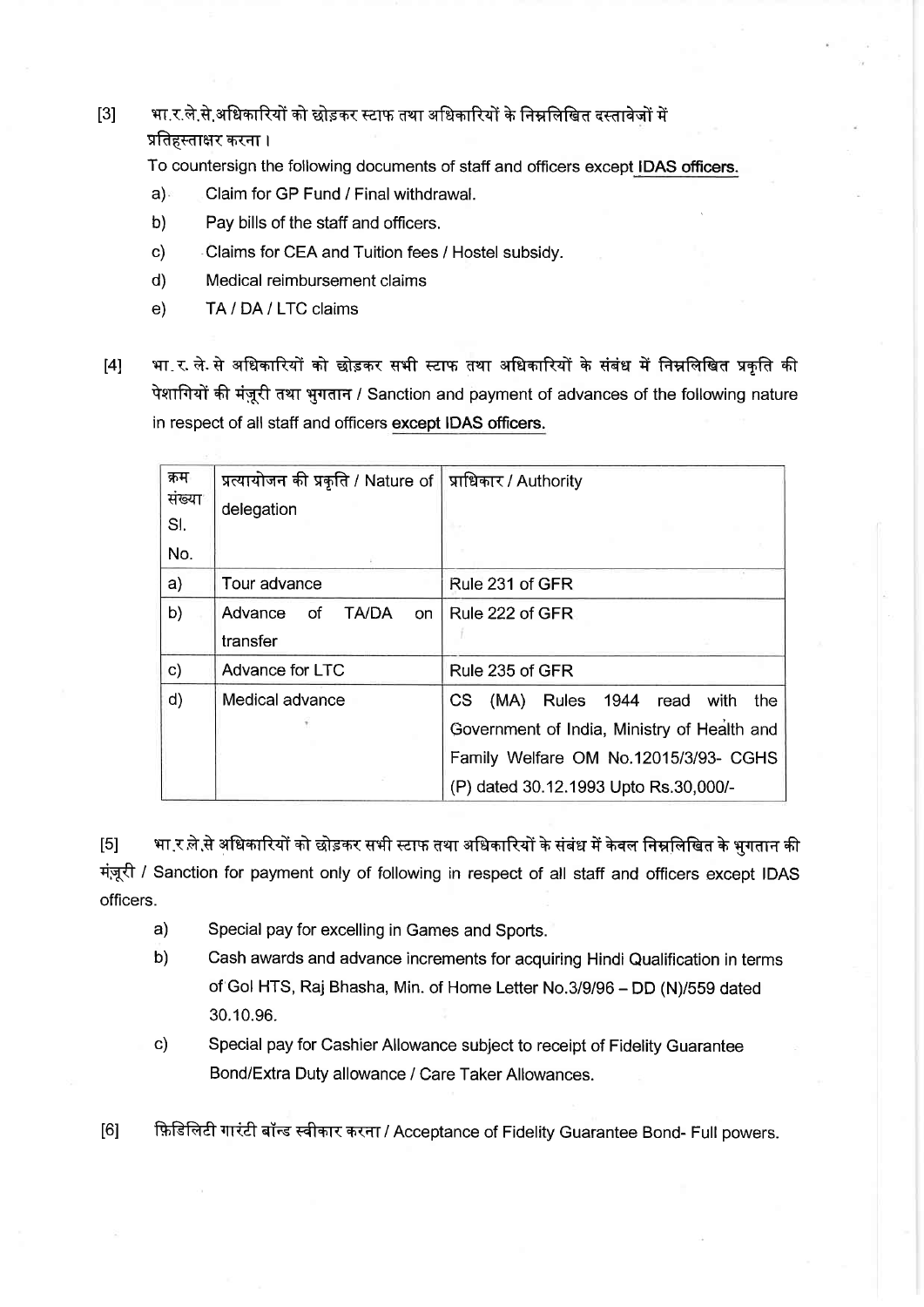[3] भा.र.ले.से.अधिकारियों को छोड़कर स्टाफ तथा अधिकारियों के निम्नलिखित दस्तावेजों में प्रतिहस्ताक्षर करना।

To countersign the following documents of staff and officers except **IDAS officers.**

a) Claim for GP Fund / Final withdrawal.

b) Pay bills of the staff and officers.

c) Claims for CEA and Tuition fees / Hostel subsidy.

d) Medical reimbursement claims

e) TA / DA / LTC claims

[4] भा.र.ले.से अधिकारियों को छोड़कर सभी स्टाफ तथा अधिकारियों के संबंध में निम्नलिखित प्रकृति की पेशागियों की मंज़ूरी तथा भुगतान / Sanction and payment of advances of the following nature in respect of all staff and officers **except IDAS officers.**

| क्रम संख्या Sl. No. | प्रत्यायोजन की प्रकृति / Nature of delegation | प्राधिकार / Authority |
|---|---|---|
| a) | Tour advance | Rule 231 of GFR |
| b) | Advance of TA/DA on transfer | Rule 222 of GFR |
| c) | Advance for LTC | Rule 235 of GFR |
| d) | Medical advance | CS (MA) Rules 1944 read with the Government of India, Ministry of Health and Family Welfare OM No.12015/3/93- CGHS (P) dated 30.12.1993 Upto Rs.30,000/- |

[5] भा.र.ले.से अधिकारियों को छोड़कर सभी स्टाफ तथा अधिकारियों के संबंध में केवल निम्नलिखित के भुगतान की मंज़ूरी / Sanction for payment only of following in respect of all staff and officers except IDAS officers.

a) Special pay for excelling in Games and Sports.

b) Cash awards and advance increments for acquiring Hindi Qualification in terms of GoI HTS, Raj Bhasha, Min. of Home Letter No.3/9/96 – DD (N)/559 dated 30.10.96.

c) Special pay for Cashier Allowance subject to receipt of Fidelity Guarantee Bond/Extra Duty allowance / Care Taker Allowances.

[6] फ़िडिलिटी गारंटी बॉन्ड स्वीकार करना / Acceptance of Fidelity Guarantee Bond- Full powers.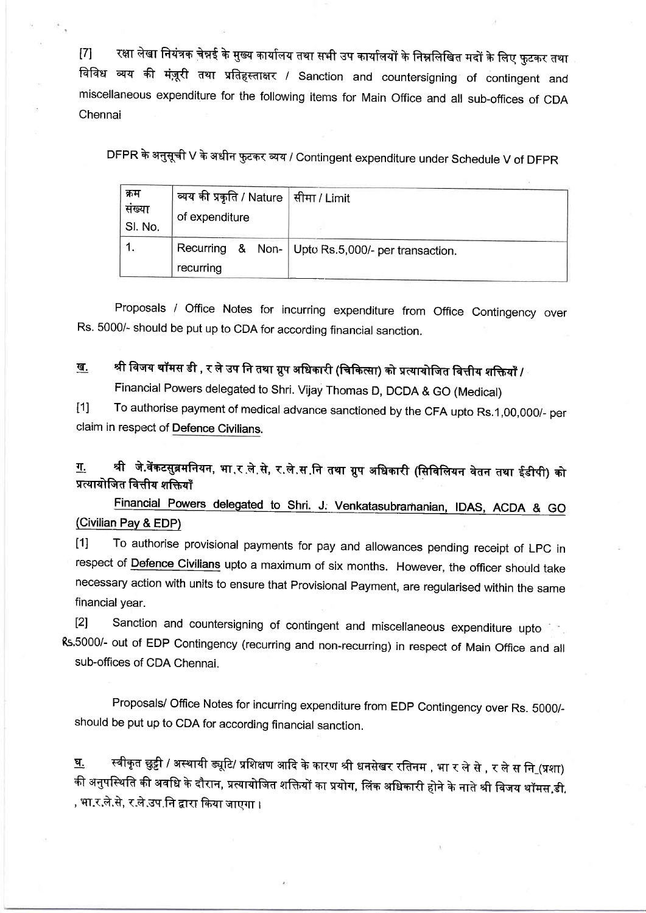[7] रक्षा लेखा नियंत्रक चेन्नई के मुख्य कार्यालय तथा सभी उप कार्यालयों के निम्नलिखित मदों के लिए फुटकर तथा विविध व्यय की मंज़ूरी तथा प्रतिहस्ताक्षर / Sanction and countersigning of contingent and miscellaneous expenditure for the following items for Main Office and all sub-offices of CDA Chennai

DFPR के अनुसूची V के अधीन फुटकर व्यय / Contingent expenditure under Schedule V of DFPR

| क्रम संख्या Sl. No. | व्यय की प्रकृति / Nature of expenditure | सीमा / Limit |
|---|---|---|
| 1. | Recurring & Non-recurring | Upto Rs.5,000/- per transaction. |

Proposals / Office Notes for incurring expenditure from Office Contingency over Rs. 5000/- should be put up to CDA for according financial sanction.

**ख.** **श्री विजय थॉमस डी , र ले उप नि तथा ग्रुप अधिकारी (चिकित्सा) को प्रत्यायोजित वित्तीय शक्तियाँ /**
Financial Powers delegated to Shri. Vijay Thomas D, DCDA & GO (Medical)

[1] To authorise payment of medical advance sanctioned by the CFA upto Rs.1,00,000/- per claim in respect of Defence Civilians.

**ग.** **श्री जे.वेंकटसुब्रमनियन, भा.र.ले.से, र.ले.स.नि तथा ग्रुप अधिकारी (सिविलियन वेतन तथा ईडीपी) को प्रत्यायोजित वित्तीय शक्तियाँ**

Financial Powers delegated to Shri. J. Venkatasubramanian, IDAS, ACDA & GO (Civilian Pay & EDP)

[1] To authorise provisional payments for pay and allowances pending receipt of LPC in respect of Defence Civilians upto a maximum of six months. However, the officer should take necessary action with units to ensure that Provisional Payment, are regularised within the same financial year.

[2] Sanction and countersigning of contingent and miscellaneous expenditure upto Rs.5000/- out of EDP Contingency (recurring and non-recurring) in respect of Main Office and all sub-offices of CDA Chennai.

Proposals/ Office Notes for incurring expenditure from EDP Contingency over Rs. 5000/- should be put up to CDA for according financial sanction.

**घ.** स्वीकृत छुट्टी / अस्थायी ड्यूटि/ प्रशिक्षण आदि के कारण श्री धनसेखर रतिनम , भा र ले से , र ले स नि_(प्रशा) की अनुपस्थिति की अवधि के दौरान, प्रत्यायोजित शक्तियों का प्रयोग, लिंक अधिकारी होने के नाते श्री विजय थॉमस.डी. , भा.र.ले.से, र.ले.उप.नि द्वारा किया जाएगा ।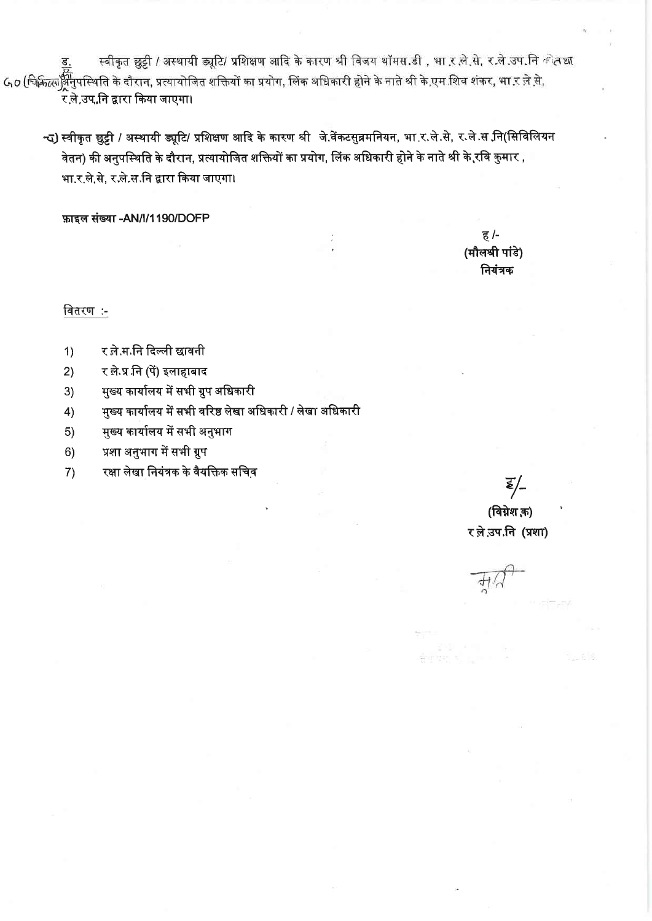ड. स्वीकृत छुट्टी / अस्थायी ड्यूटि/ प्रशिक्षण आदि के कारण श्री विजय थॉमस.डी , भा.र.ले.से, र.ले.उप.नि (चिकित्सा) की अनुपस्थिति के दौरान, प्रत्यायोजित शक्तियों का प्रयोग, लिंक अधिकारी होने के नाते श्री के.एम.शिव शंकर, भा.र.ले.से, र.ले.उप.नि द्वारा किया जाएगा।

ढ) स्वीकृत छुट्टी / अस्थायी ड्यूटि/ प्रशिक्षण आदि के कारण श्री जे.वेंकटसुब्रमनियन, भा.र.ले.से, र.ले.स.नि(सिविलियन वेतन) की अनुपस्थिति के दौरान, प्रत्यायोजित शक्तियों का प्रयोग, लिंक अधिकारी होने के नाते श्री के.रवि कुमार , भा.र.ले.से, र.ले.स.नि द्वारा किया जाएगा।

**फ़ाइल संख्या -AN/I/1190/DOFP**

ह /-
**(मौलश्री पांडे)**
**नियंत्रक**

वितरण :-

1) र.ले.म.नि दिल्ली छावनी
2) र.ले.प्र.नि (पें) इलाहाबाद
3) मुख्य कार्यालय में सभी ग्रुप अधिकारी
4) मुख्य कार्यालय में सभी वरिष्ठ लेखा अधिकारी / लेखा अधिकारी
5) मुख्य कार्यालय में सभी अनुभाग
6) प्रशा अनुभाग में सभी ग्रुप
7) रक्षा लेखा नियंत्रक के वैयक्तिक सचिव

ह/-
**(विघ्नेश.क)**
**र.ले.उप.नि (प्रशा)**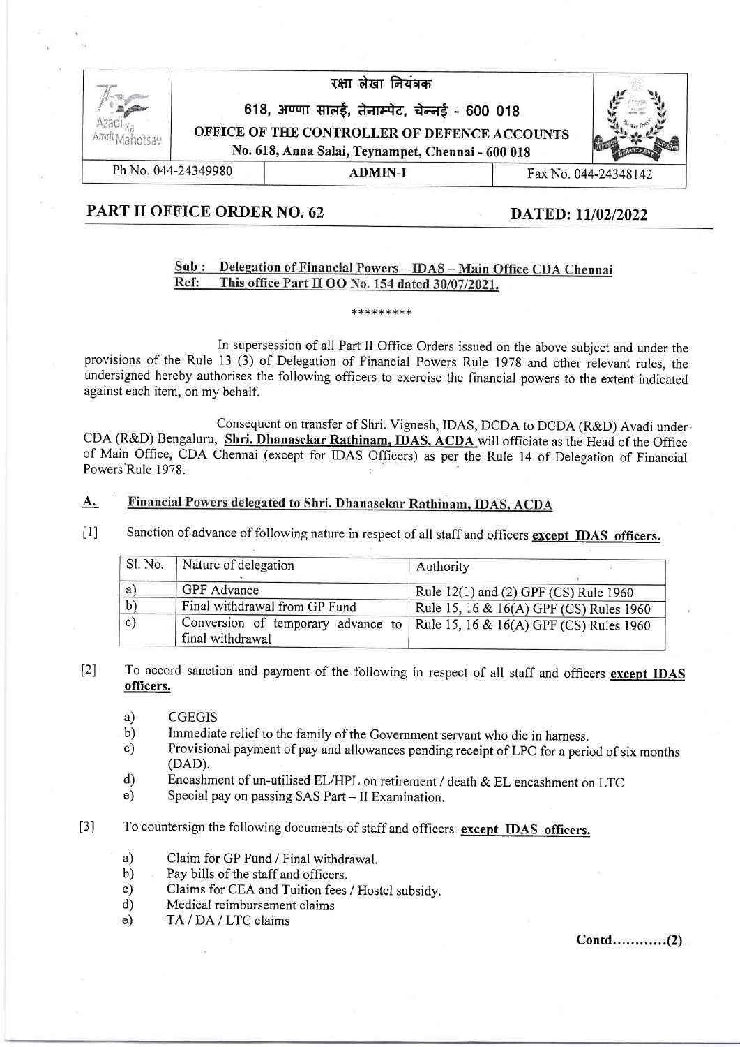रक्षा लेखा नियंत्रक

618, अण्णा सालई, तेनाम्पेट, चेन्नई - 600 018

**OFFICE OF THE CONTROLLER OF DEFENCE ACCOUNTS**

**No. 618, Anna Salai, Teynampet, Chennai - 600 018**

| Ph No. 044-24349980 | ADMIN-I | Fax No. 044-24348142 |
|---|---|---|

## PART II OFFICE ORDER NO. 62 — DATED: 11/02/2022

**Sub : Delegation of Financial Powers – IDAS – Main Office CDA Chennai**
**Ref: This office Part II OO No. 154 dated 30/07/2021.**

\*\*\*\*\*\*\*\*\*

In supersession of all Part II Office Orders issued on the above subject and under the provisions of the Rule 13 (3) of Delegation of Financial Powers Rule 1978 and other relevant rules, the undersigned hereby authorises the following officers to exercise the financial powers to the extent indicated against each item, on my behalf.

Consequent on transfer of Shri. Vignesh, IDAS, DCDA to DCDA (R&D) Avadi under CDA (R&D) Bengaluru, **Shri. Dhanasekar Rathinam, IDAS, ACDA** will officiate as the Head of the Office of Main Office, CDA Chennai (except for IDAS Officers) as per the Rule 14 of Delegation of Financial Powers Rule 1978.

### A. Financial Powers delegated to Shri. Dhanasekar Rathinam, IDAS, ACDA

[1] Sanction of advance of following nature in respect of all staff and officers **except IDAS officers.**

| Sl. No. | Nature of delegation | Authority |
|---|---|---|
| a) | GPF Advance | Rule 12(1) and (2) GPF (CS) Rule 1960 |
| b) | Final withdrawal from GP Fund | Rule 15, 16 & 16(A) GPF (CS) Rules 1960 |
| c) | Conversion of temporary advance to final withdrawal | Rule 15, 16 & 16(A) GPF (CS) Rules 1960 |

[2] To accord sanction and payment of the following in respect of all staff and officers **except IDAS officers.**

a) CGEGIS
b) Immediate relief to the family of the Government servant who die in harness.
c) Provisional payment of pay and allowances pending receipt of LPC for a period of six months (DAD).
d) Encashment of un-utilised EL/HPL on retirement / death & EL encashment on LTC
e) Special pay on passing SAS Part – II Examination.

[3] To countersign the following documents of staff and officers **except IDAS officers.**

a) Claim for GP Fund / Final withdrawal.
b) Pay bills of the staff and officers.
c) Claims for CEA and Tuition fees / Hostel subsidy.
d) Medical reimbursement claims
e) TA / DA / LTC claims

Contd............(2)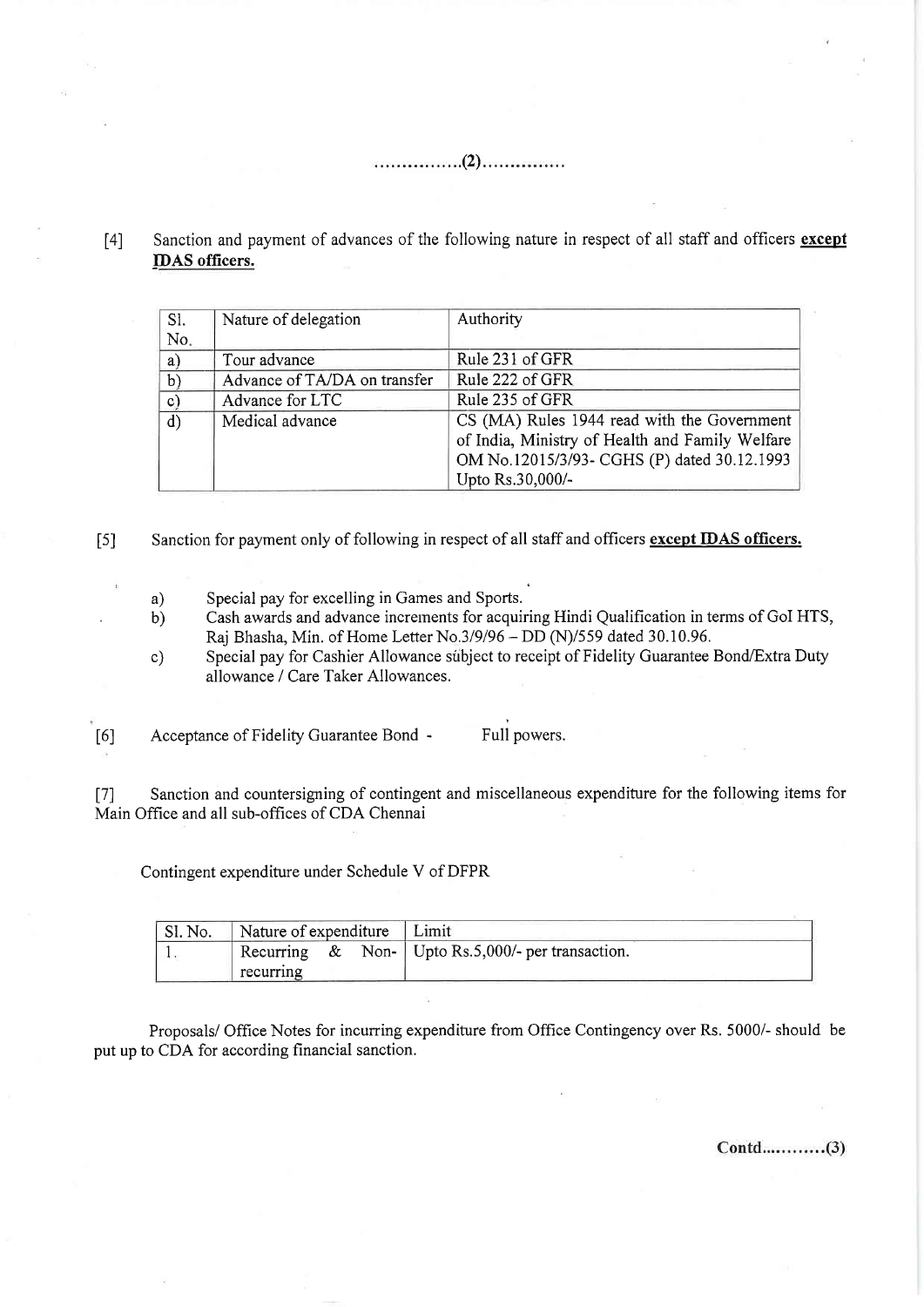[4] Sanction and payment of advances of the following nature in respect of all staff and officers **except IDAS officers.**

| Sl. No. | Nature of delegation | Authority |
|---|---|---|
| a) | Tour advance | Rule 231 of GFR |
| b) | Advance of TA/DA on transfer | Rule 222 of GFR |
| c) | Advance for LTC | Rule 235 of GFR |
| d) | Medical advance | CS (MA) Rules 1944 read with the Government of India, Ministry of Health and Family Welfare OM No.12015/3/93- CGHS (P) dated 30.12.1993 Upto Rs.30,000/- |

[5] Sanction for payment only of following in respect of all staff and officers **except IDAS officers.**

a) Special pay for excelling in Games and Sports.

b) Cash awards and advance increments for acquiring Hindi Qualification in terms of GoI HTS, Raj Bhasha, Min. of Home Letter No.3/9/96 – DD (N)/559 dated 30.10.96.

c) Special pay for Cashier Allowance subject to receipt of Fidelity Guarantee Bond/Extra Duty allowance / Care Taker Allowances.

[6] Acceptance of Fidelity Guarantee Bond - Full powers.

[7] Sanction and countersigning of contingent and miscellaneous expenditure for the following items for Main Office and all sub-offices of CDA Chennai

Contingent expenditure under Schedule V of DFPR

| Sl. No. | Nature of expenditure | Limit |
|---|---|---|
| 1. | Recurring & Non-recurring | Upto Rs.5,000/- per transaction. |

Proposals/ Office Notes for incurring expenditure from Office Contingency over Rs. 5000/- should be put up to CDA for according financial sanction.

Contd...........(3)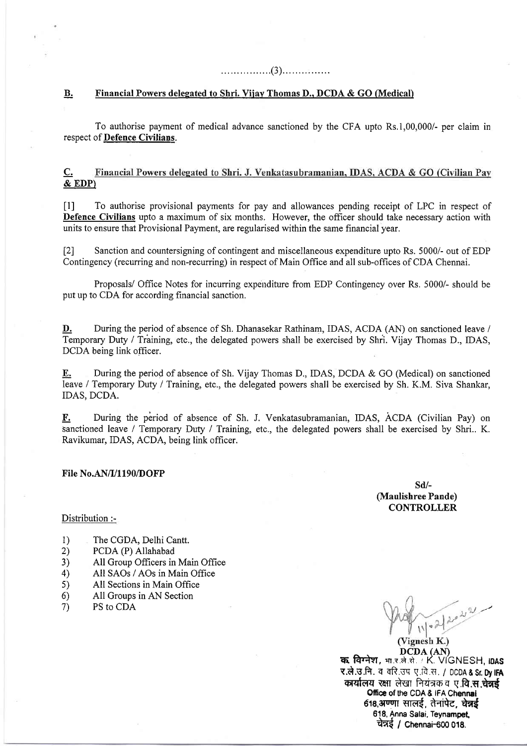**B. Financial Powers delegated to Shri. Vijay Thomas D., DCDA & GO (Medical)**

To authorise payment of medical advance sanctioned by the CFA upto Rs.1,00,000/- per claim in respect of **Defence Civilians**.

**C. Financial Powers delegated to Shri. J. Venkatasubramanian, IDAS, ACDA & GO (Civilian Pay & EDP)**

[1] To authorise provisional payments for pay and allowances pending receipt of LPC in respect of **Defence Civilians** upto a maximum of six months. However, the officer should take necessary action with units to ensure that Provisional Payment, are regularised within the same financial year.

[2] Sanction and countersigning of contingent and miscellaneous expenditure upto Rs. 5000/- out of EDP Contingency (recurring and non-recurring) in respect of Main Office and all sub-offices of CDA Chennai.

Proposals/ Office Notes for incurring expenditure from EDP Contingency over Rs. 5000/- should be put up to CDA for according financial sanction.

**D.** During the period of absence of Sh. Dhanasekar Rathinam, IDAS, ACDA (AN) on sanctioned leave / Temporary Duty / Training, etc., the delegated powers shall be exercised by Shri. Vijay Thomas D., IDAS, DCDA being link officer.

**E.** During the period of absence of Sh. Vijay Thomas D., IDAS, DCDA & GO (Medical) on sanctioned leave / Temporary Duty / Training, etc., the delegated powers shall be exercised by Sh. K.M. Siva Shankar, IDAS, DCDA.

**F.** During the period of absence of Sh. J. Venkatasubramanian, IDAS, ACDA (Civilian Pay) on sanctioned leave / Temporary Duty / Training, etc., the delegated powers shall be exercised by Shri.. K. Ravikumar, IDAS, ACDA, being link officer.

**File No.AN/I/1190/DOFP**

Sd/-
**(Maulishree Pande)**
**CONTROLLER**

Distribution :-

1) The CGDA, Delhi Cantt.
2) PCDA (P) Allahabad
3) All Group Officers in Main Office
4) All SAOs / AOs in Main Office
5) All Sections in Main Office
6) All Groups in AN Section
7) PS to CDA

11-2-2022

(Vignesh K.)
DCDA (AN)
क. विग्नेश, भा.र.ले.से. / K. VIGNESH, IDAS
र.ले.उ.नि. व वरि.उप ए.वि.स. / DCDA & Sr. Dy IFA
कार्यालय रक्षा लेखा नियंत्रक व ए.वि.स.चेन्नई
Office of the CDA & IFA Chennai
618,अण्णा सालई, तेनांपेट, चेन्नई
618, Anna Salai, Teynampet,
चेन्नई / Chennai-600 018.